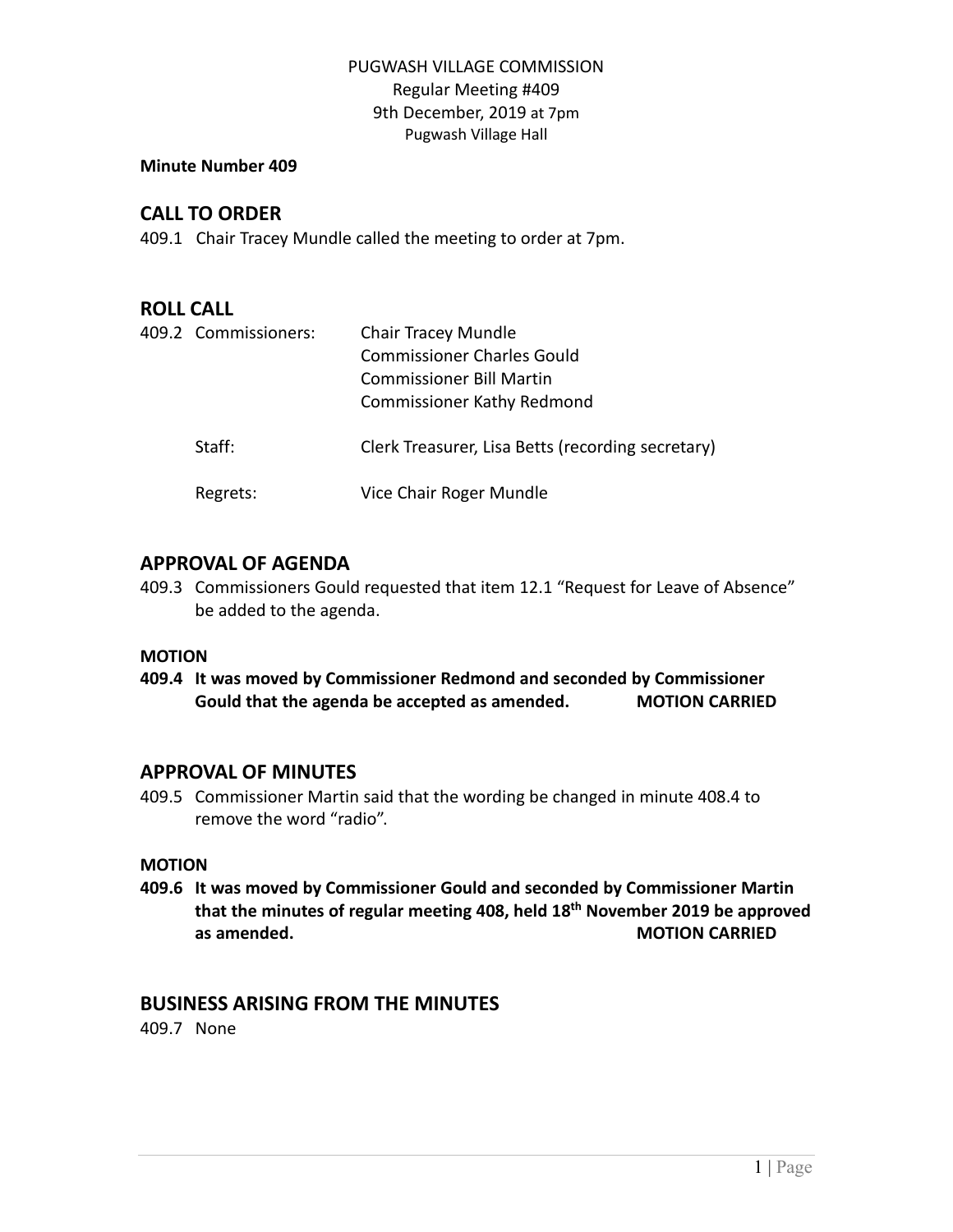PUGWASH VILLAGE COMMISSION
Regular Meeting #409
9th December, 2019 at 7pm
Pugwash Village Hall

**Minute Number 409**

## CALL TO ORDER

409.1 Chair Tracey Mundle called the meeting to order at 7pm.

## ROLL CALL

409.2 Commissioners: Chair Tracey Mundle
Commissioner Charles Gould
Commissioner Bill Martin
Commissioner Kathy Redmond

Staff: Clerk Treasurer, Lisa Betts (recording secretary)

Regrets: Vice Chair Roger Mundle

## APPROVAL OF AGENDA

409.3 Commissioners Gould requested that item 12.1 "Request for Leave of Absence" be added to the agenda.

**MOTION**

**409.4 It was moved by Commissioner Redmond and seconded by Commissioner Gould that the agenda be accepted as amended. MOTION CARRIED**

## APPROVAL OF MINUTES

409.5 Commissioner Martin said that the wording be changed in minute 408.4 to remove the word "radio".

**MOTION**

**409.6 It was moved by Commissioner Gould and seconded by Commissioner Martin that the minutes of regular meeting 408, held 18th November 2019 be approved as amended. MOTION CARRIED**

## BUSINESS ARISING FROM THE MINUTES

409.7 None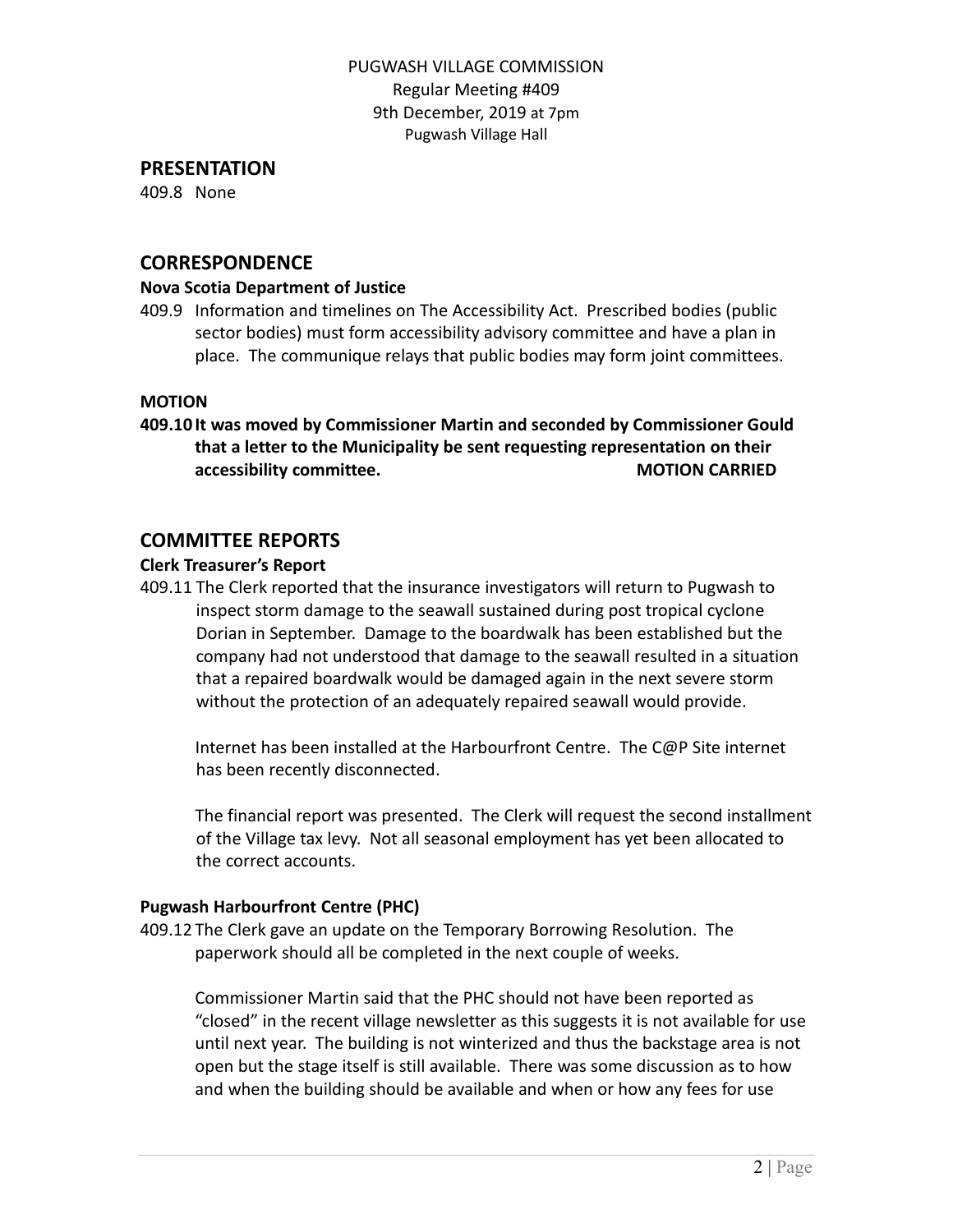PUGWASH VILLAGE COMMISSION
Regular Meeting #409
9th December, 2019 at 7pm
Pugwash Village Hall

## PRESENTATION

409.8 None

## CORRESPONDENCE

**Nova Scotia Department of Justice**

409.9 Information and timelines on The Accessibility Act. Prescribed bodies (public sector bodies) must form accessibility advisory committee and have a plan in place. The communique relays that public bodies may form joint committees.

**MOTION**

**409.10 It was moved by Commissioner Martin and seconded by Commissioner Gould that a letter to the Municipality be sent requesting representation on their accessibility committee. MOTION CARRIED**

## COMMITTEE REPORTS

**Clerk Treasurer's Report**

409.11 The Clerk reported that the insurance investigators will return to Pugwash to inspect storm damage to the seawall sustained during post tropical cyclone Dorian in September. Damage to the boardwalk has been established but the company had not understood that damage to the seawall resulted in a situation that a repaired boardwalk would be damaged again in the next severe storm without the protection of an adequately repaired seawall would provide.

Internet has been installed at the Harbourfront Centre. The C@P Site internet has been recently disconnected.

The financial report was presented. The Clerk will request the second installment of the Village tax levy. Not all seasonal employment has yet been allocated to the correct accounts.

**Pugwash Harbourfront Centre (PHC)**

409.12 The Clerk gave an update on the Temporary Borrowing Resolution. The paperwork should all be completed in the next couple of weeks.

Commissioner Martin said that the PHC should not have been reported as "closed" in the recent village newsletter as this suggests it is not available for use until next year. The building is not winterized and thus the backstage area is not open but the stage itself is still available. There was some discussion as to how and when the building should be available and when or how any fees for use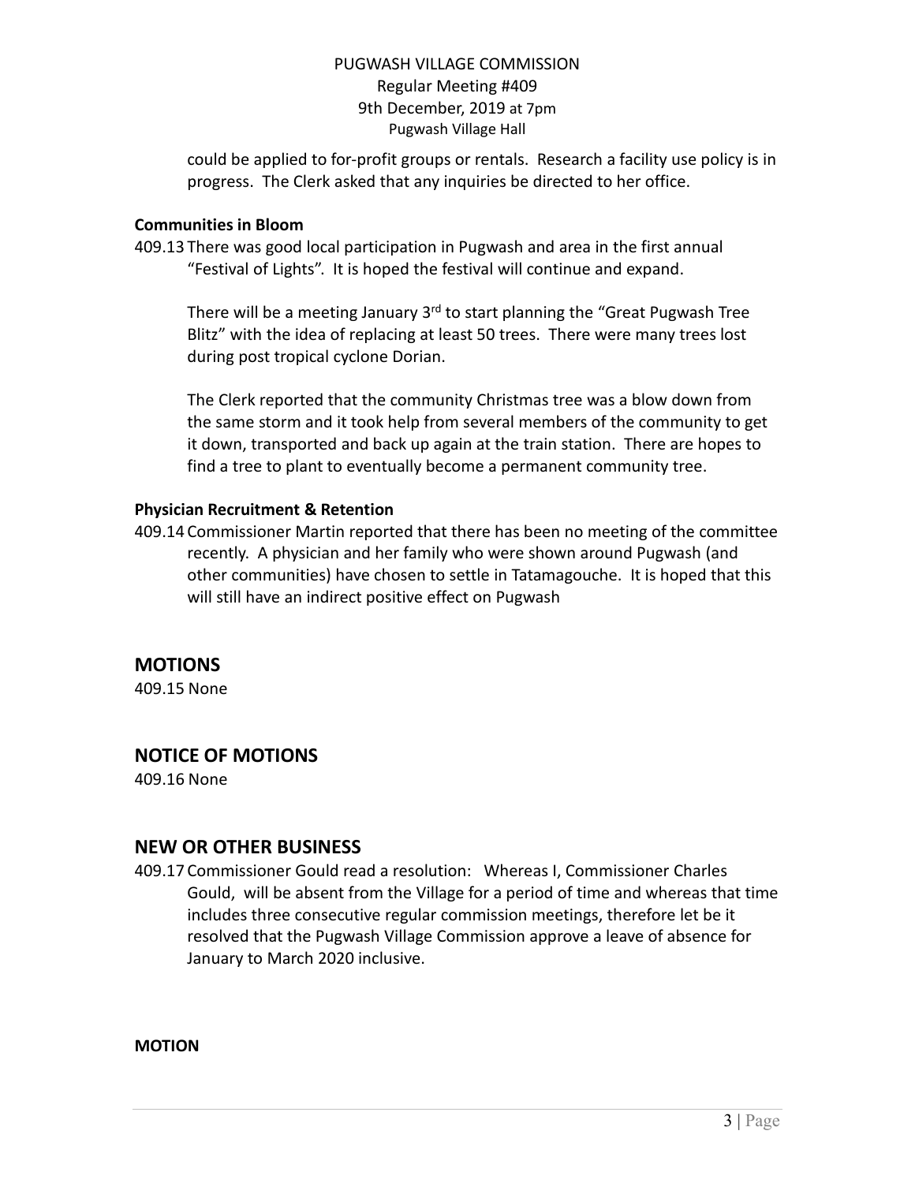could be applied to for-profit groups or rentals. Research a facility use policy is in progress. The Clerk asked that any inquiries be directed to her office.

**Communities in Bloom**

409.13 There was good local participation in Pugwash and area in the first annual "Festival of Lights". It is hoped the festival will continue and expand.

There will be a meeting January 3rd to start planning the "Great Pugwash Tree Blitz" with the idea of replacing at least 50 trees. There were many trees lost during post tropical cyclone Dorian.

The Clerk reported that the community Christmas tree was a blow down from the same storm and it took help from several members of the community to get it down, transported and back up again at the train station. There are hopes to find a tree to plant to eventually become a permanent community tree.

**Physician Recruitment & Retention**

409.14 Commissioner Martin reported that there has been no meeting of the committee recently. A physician and her family who were shown around Pugwash (and other communities) have chosen to settle in Tatamagouche. It is hoped that this will still have an indirect positive effect on Pugwash

## MOTIONS

409.15 None

## NOTICE OF MOTIONS

409.16 None

## NEW OR OTHER BUSINESS

409.17 Commissioner Gould read a resolution: Whereas I, Commissioner Charles Gould, will be absent from the Village for a period of time and whereas that time includes three consecutive regular commission meetings, therefore let be it resolved that the Pugwash Village Commission approve a leave of absence for January to March 2020 inclusive.

**MOTION**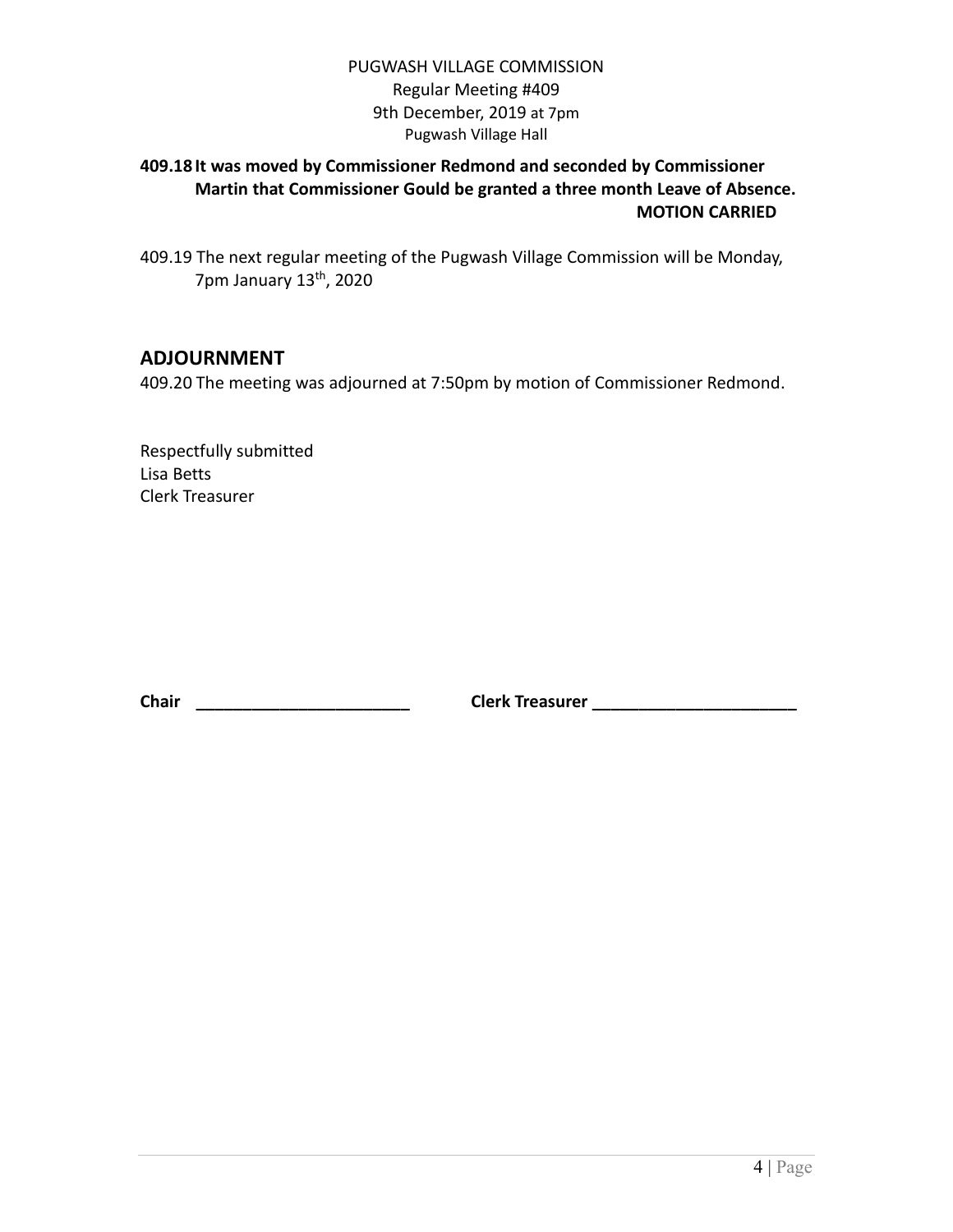**409.18 It was moved by Commissioner Redmond and seconded by Commissioner Martin that Commissioner Gould be granted a three month Leave of Absence.**
**MOTION CARRIED**

409.19 The next regular meeting of the Pugwash Village Commission will be Monday, 7pm January 13th, 2020

## ADJOURNMENT

409.20 The meeting was adjourned at 7:50pm by motion of Commissioner Redmond.

Respectfully submitted
Lisa Betts
Clerk Treasurer

**Chair \_\_\_\_\_\_\_\_\_\_\_\_\_\_\_\_\_\_\_\_\_\_\_\_ Clerk Treasurer \_\_\_\_\_\_\_\_\_\_\_\_\_\_\_\_\_\_\_\_\_\_\_\_**